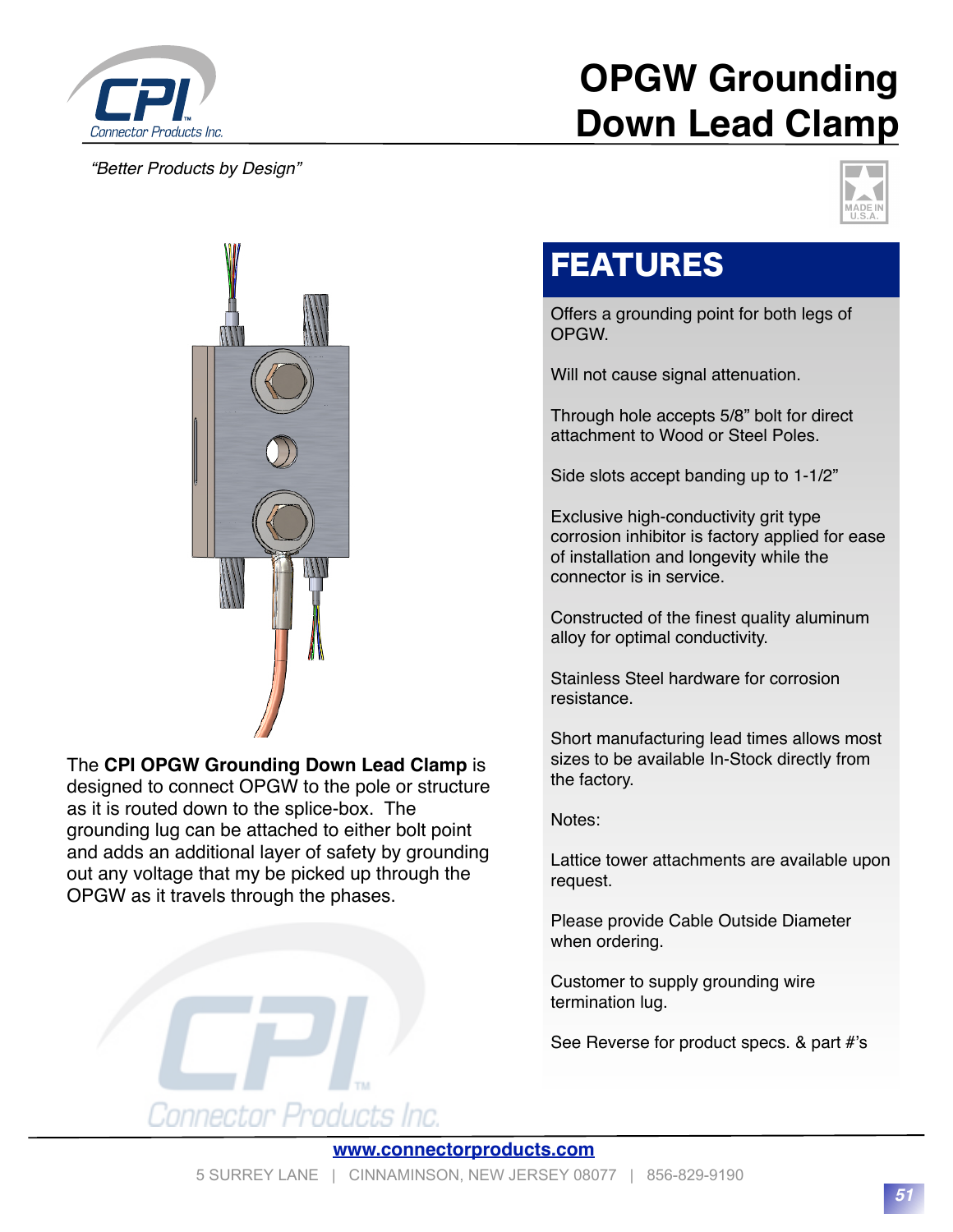# OPGW Grounding Down Lead Clamp

*"Better Products by Design"*

The **CPI OPGW Grounding Down Lead Clamp** is designed to connect OPGW to the pole or structure as it is routed down to the splice-box. The grounding lug can be attached to either bolt point and adds an additional layer of safety by grounding out any voltage that my be picked up through the OPGW as it travels through the phases.

## FEATURES

Offers a grounding point for both legs of OPGW.

Will not cause signal attenuation.

Through hole accepts 5/8" bolt for direct attachment to Wood or Steel Poles.

Side slots accept banding up to 1-1/2"

Exclusive high-conductivity grit type corrosion inhibitor is factory applied for ease of installation and longevity while the connector is in service.

Constructed of the finest quality aluminum alloy for optimal conductivity.

Stainless Steel hardware for corrosion resistance.

Short manufacturing lead times allows most sizes to be available In-Stock directly from the factory.

Notes:

Lattice tower attachments are available upon request.

Please provide Cable Outside Diameter when ordering.

Customer to supply grounding wire termination lug.

See Reverse for product specs. & part #'s

www.connectorproducts.com

5 SURREY LANE | CINNAMINSON, NEW JERSEY 08077 | 856-829-9190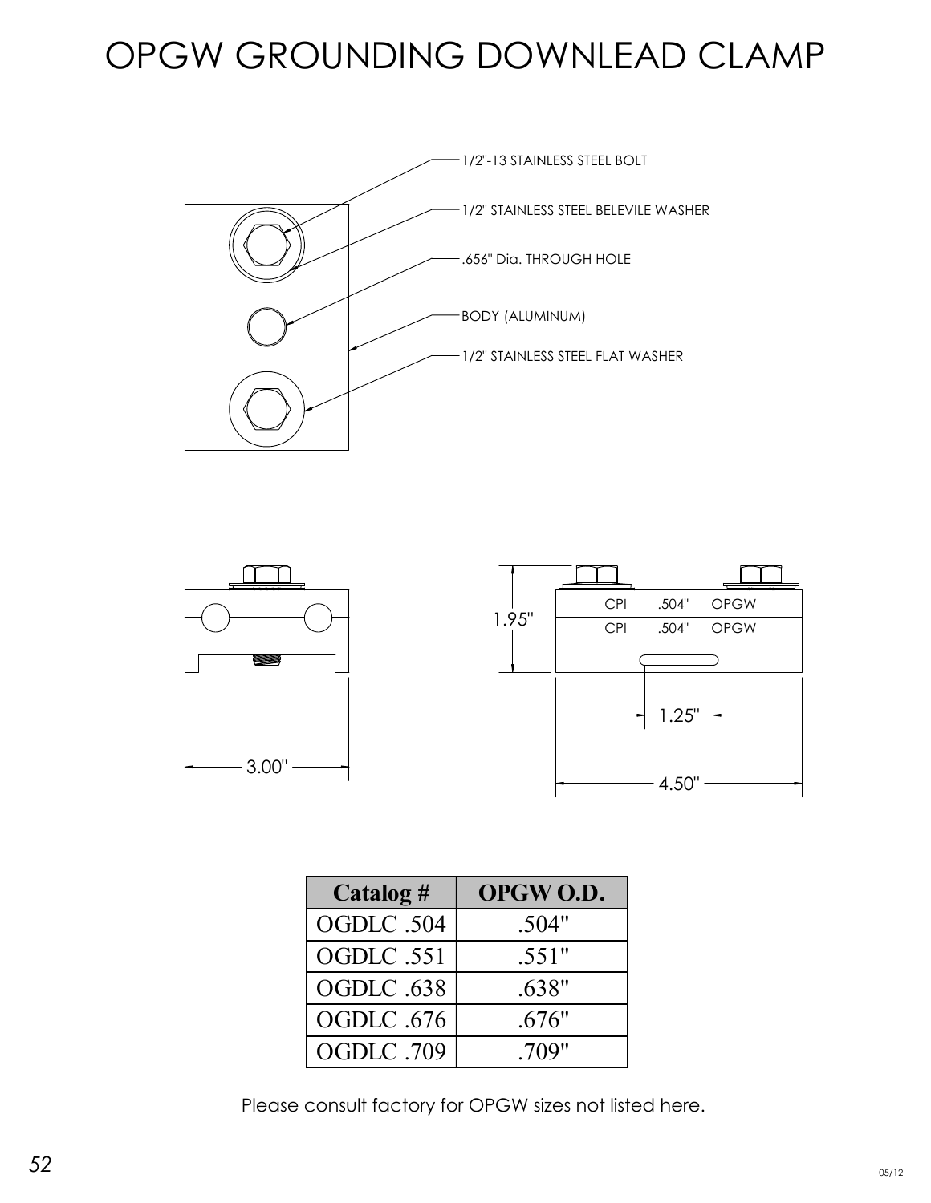# OPGW GROUNDING DOWNLEAD CLAMP

1/2"-13 STAINLESS STEEL BOLT

1/2" STAINLESS STEEL BELEVILE WASHER

.656" Dia. THROUGH HOLE

BODY (ALUMINUM)

1/2" STAINLESS STEEL FLAT WASHER

CPI .504" OPGW

CPI .504" OPGW

1.95"

1.25"

3.00"

4.50"

| Catalog # | OPGW O.D. |
|---|---|
| OGDLC .504 | .504" |
| OGDLC .551 | .551" |
| OGDLC .638 | .638" |
| OGDLC .676 | .676" |
| OGDLC .709 | .709" |

Please consult factory for OPGW sizes not listed here.